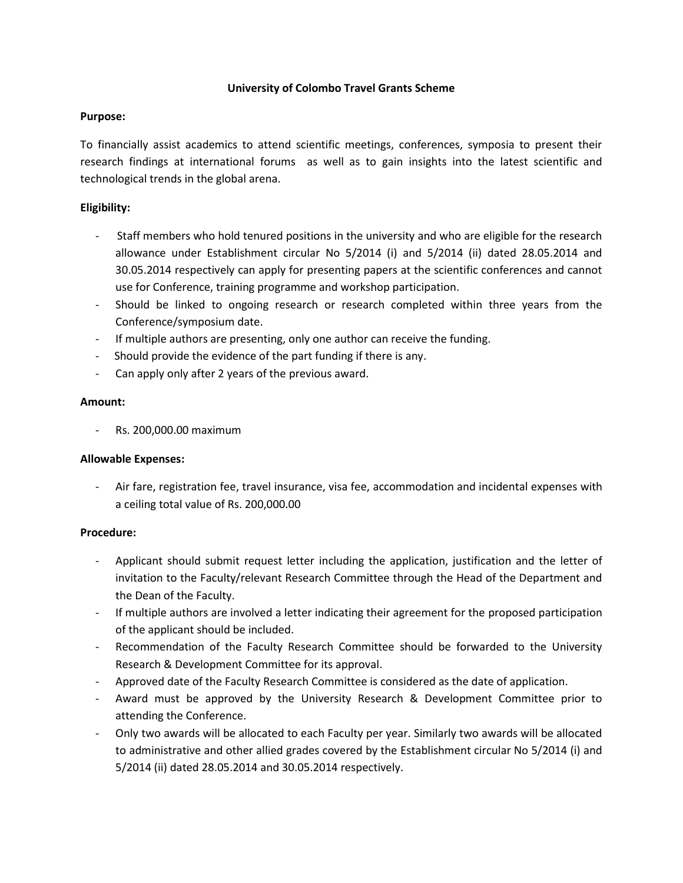# University of Colombo Travel Grants Scheme

**Purpose:**

To financially assist academics to attend scientific meetings, conferences, symposia to present their research findings at international forums as well as to gain insights into the latest scientific and technological trends in the global arena.

**Eligibility:**

- Staff members who hold tenured positions in the university and who are eligible for the research allowance under Establishment circular No 5/2014 (i) and 5/2014 (ii) dated 28.05.2014 and 30.05.2014 respectively can apply for presenting papers at the scientific conferences and cannot use for Conference, training programme and workshop participation.
- Should be linked to ongoing research or research completed within three years from the Conference/symposium date.
- If multiple authors are presenting, only one author can receive the funding.
- Should provide the evidence of the part funding if there is any.
- Can apply only after 2 years of the previous award.

**Amount:**

- Rs. 200,000.00 maximum

**Allowable Expenses:**

- Air fare, registration fee, travel insurance, visa fee, accommodation and incidental expenses with a ceiling total value of Rs. 200,000.00

**Procedure:**

- Applicant should submit request letter including the application, justification and the letter of invitation to the Faculty/relevant Research Committee through the Head of the Department and the Dean of the Faculty.
- If multiple authors are involved a letter indicating their agreement for the proposed participation of the applicant should be included.
- Recommendation of the Faculty Research Committee should be forwarded to the University Research & Development Committee for its approval.
- Approved date of the Faculty Research Committee is considered as the date of application.
- Award must be approved by the University Research & Development Committee prior to attending the Conference.
- Only two awards will be allocated to each Faculty per year. Similarly two awards will be allocated to administrative and other allied grades covered by the Establishment circular No 5/2014 (i) and 5/2014 (ii) dated 28.05.2014 and 30.05.2014 respectively.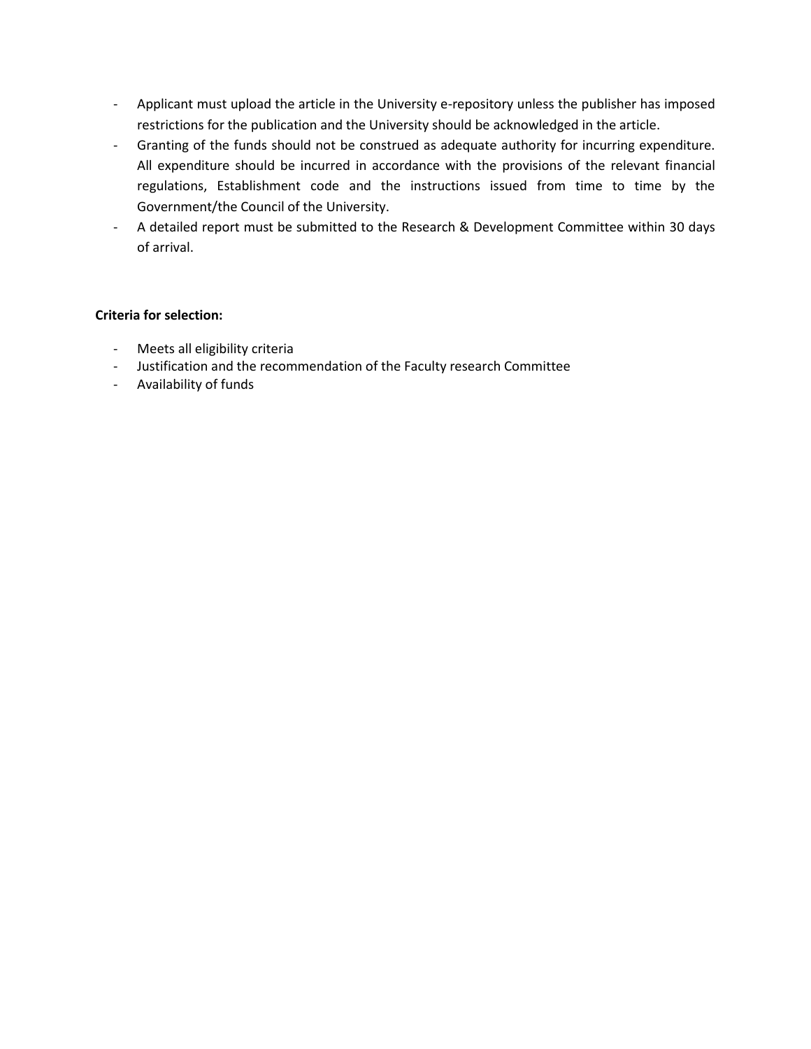- Applicant must upload the article in the University e-repository unless the publisher has imposed restrictions for the publication and the University should be acknowledged in the article.
- Granting of the funds should not be construed as adequate authority for incurring expenditure. All expenditure should be incurred in accordance with the provisions of the relevant financial regulations, Establishment code and the instructions issued from time to time by the Government/the Council of the University.
- A detailed report must be submitted to the Research & Development Committee within 30 days of arrival.

**Criteria for selection:**

- Meets all eligibility criteria
- Justification and the recommendation of the Faculty research Committee
- Availability of funds